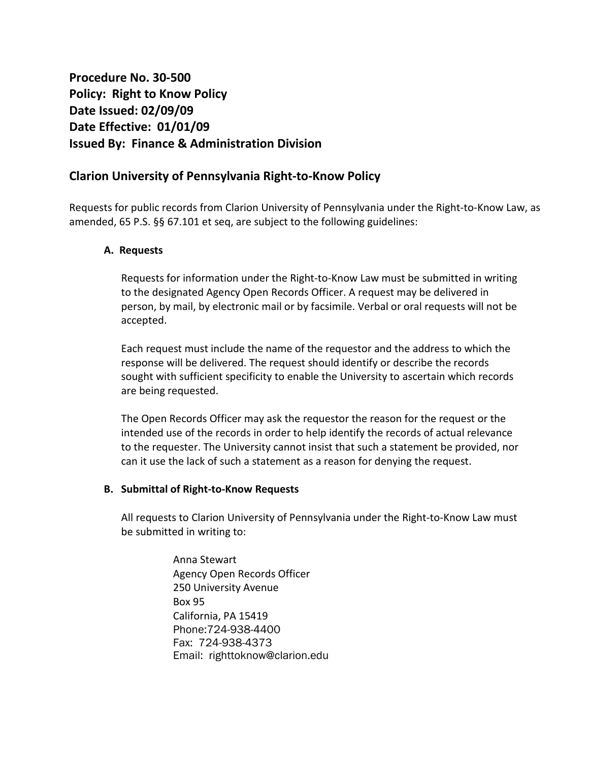**Procedure No. 30-500**
**Policy: Right to Know Policy**
**Date Issued: 02/09/09**
**Date Effective: 01/01/09**
**Issued By: Finance & Administration Division**

## Clarion University of Pennsylvania Right-to-Know Policy

Requests for public records from Clarion University of Pennsylvania under the Right-to-Know Law, as amended, 65 P.S. §§ 67.101 et seq, are subject to the following guidelines:

### A. Requests

Requests for information under the Right-to-Know Law must be submitted in writing to the designated Agency Open Records Officer. A request may be delivered in person, by mail, by electronic mail or by facsimile. Verbal or oral requests will not be accepted.

Each request must include the name of the requestor and the address to which the response will be delivered. The request should identify or describe the records sought with sufficient specificity to enable the University to ascertain which records are being requested.

The Open Records Officer may ask the requestor the reason for the request or the intended use of the records in order to help identify the records of actual relevance to the requester. The University cannot insist that such a statement be provided, nor can it use the lack of such a statement as a reason for denying the request.

### B. Submittal of Right-to-Know Requests

All requests to Clarion University of Pennsylvania under the Right-to-Know Law must be submitted in writing to:

Anna Stewart
Agency Open Records Officer
250 University Avenue
Box 95
California, PA 15419
Phone:724-938-4400
Fax: 724-938-4373
Email: righttoknow@clarion.edu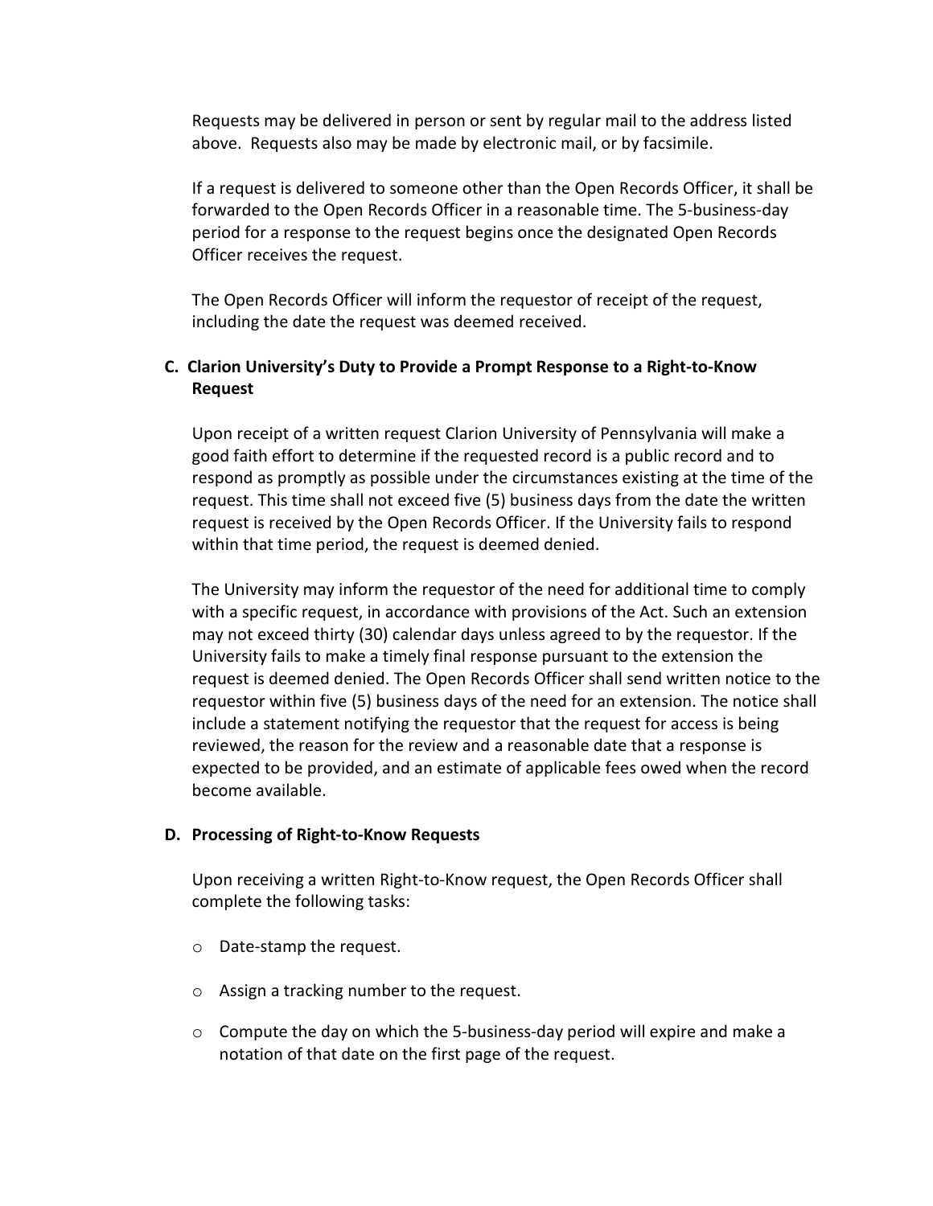Requests may be delivered in person or sent by regular mail to the address listed above. Requests also may be made by electronic mail, or by facsimile.

If a request is delivered to someone other than the Open Records Officer, it shall be forwarded to the Open Records Officer in a reasonable time. The 5-business-day period for a response to the request begins once the designated Open Records Officer receives the request.

The Open Records Officer will inform the requestor of receipt of the request, including the date the request was deemed received.

### C. Clarion University's Duty to Provide a Prompt Response to a Right-to-Know Request

Upon receipt of a written request Clarion University of Pennsylvania will make a good faith effort to determine if the requested record is a public record and to respond as promptly as possible under the circumstances existing at the time of the request. This time shall not exceed five (5) business days from the date the written request is received by the Open Records Officer. If the University fails to respond within that time period, the request is deemed denied.

The University may inform the requestor of the need for additional time to comply with a specific request, in accordance with provisions of the Act. Such an extension may not exceed thirty (30) calendar days unless agreed to by the requestor. If the University fails to make a timely final response pursuant to the extension the request is deemed denied. The Open Records Officer shall send written notice to the requestor within five (5) business days of the need for an extension. The notice shall include a statement notifying the requestor that the request for access is being reviewed, the reason for the review and a reasonable date that a response is expected to be provided, and an estimate of applicable fees owed when the record become available.

### D. Processing of Right-to-Know Requests

Upon receiving a written Right-to-Know request, the Open Records Officer shall complete the following tasks:

- Date-stamp the request.
- Assign a tracking number to the request.
- Compute the day on which the 5-business-day period will expire and make a notation of that date on the first page of the request.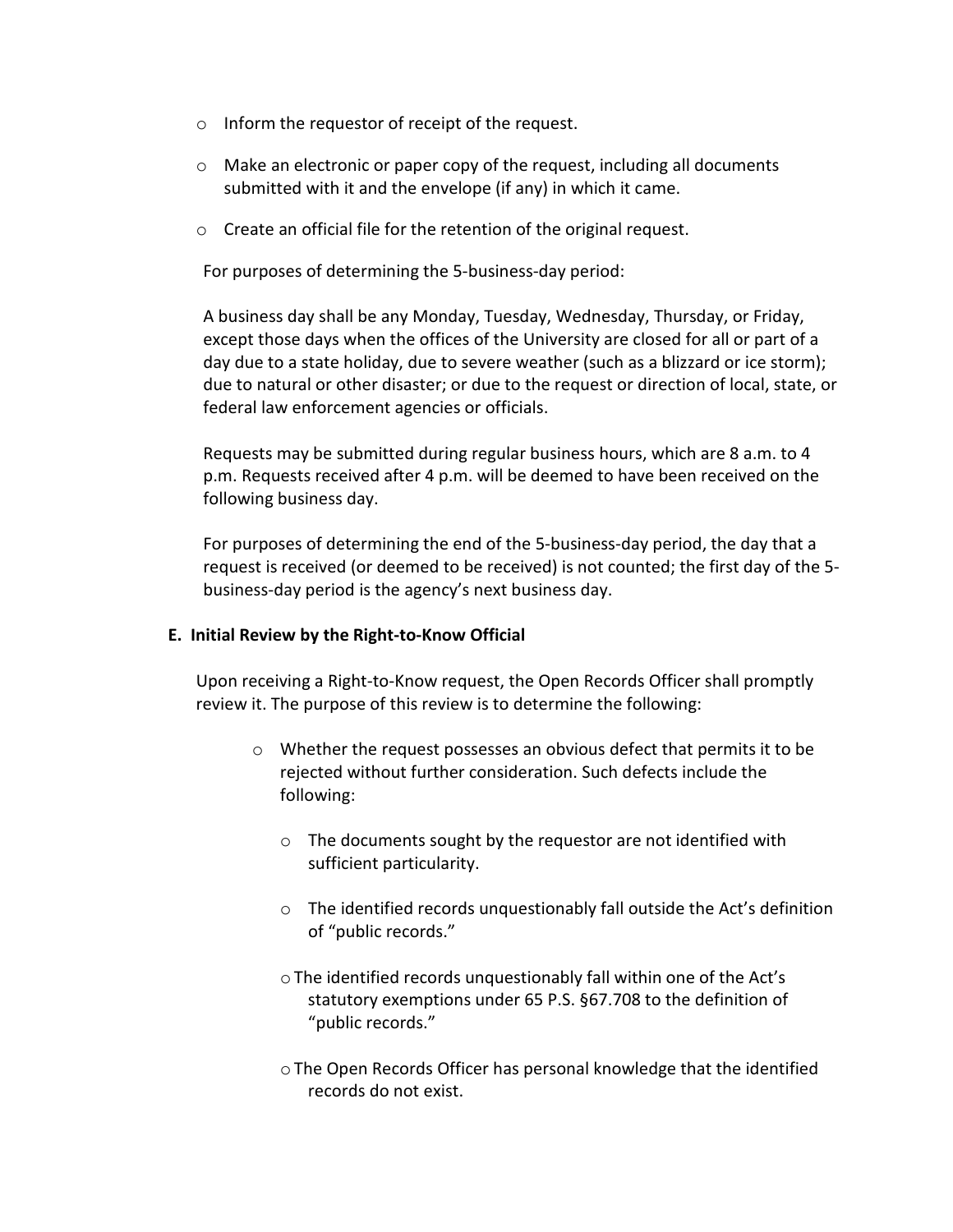- Inform the requestor of receipt of the request.
- Make an electronic or paper copy of the request, including all documents submitted with it and the envelope (if any) in which it came.
- Create an official file for the retention of the original request.

For purposes of determining the 5-business-day period:

A business day shall be any Monday, Tuesday, Wednesday, Thursday, or Friday, except those days when the offices of the University are closed for all or part of a day due to a state holiday, due to severe weather (such as a blizzard or ice storm); due to natural or other disaster; or due to the request or direction of local, state, or federal law enforcement agencies or officials.

Requests may be submitted during regular business hours, which are 8 a.m. to 4 p.m. Requests received after 4 p.m. will be deemed to have been received on the following business day.

For purposes of determining the end of the 5-business-day period, the day that a request is received (or deemed to be received) is not counted; the first day of the 5-business-day period is the agency's next business day.

**E. Initial Review by the Right-to-Know Official**

Upon receiving a Right-to-Know request, the Open Records Officer shall promptly review it. The purpose of this review is to determine the following:

- Whether the request possesses an obvious defect that permits it to be rejected without further consideration. Such defects include the following:
  - The documents sought by the requestor are not identified with sufficient particularity.
  - The identified records unquestionably fall outside the Act's definition of "public records."
  - The identified records unquestionably fall within one of the Act's statutory exemptions under 65 P.S. §67.708 to the definition of "public records."
  - The Open Records Officer has personal knowledge that the identified records do not exist.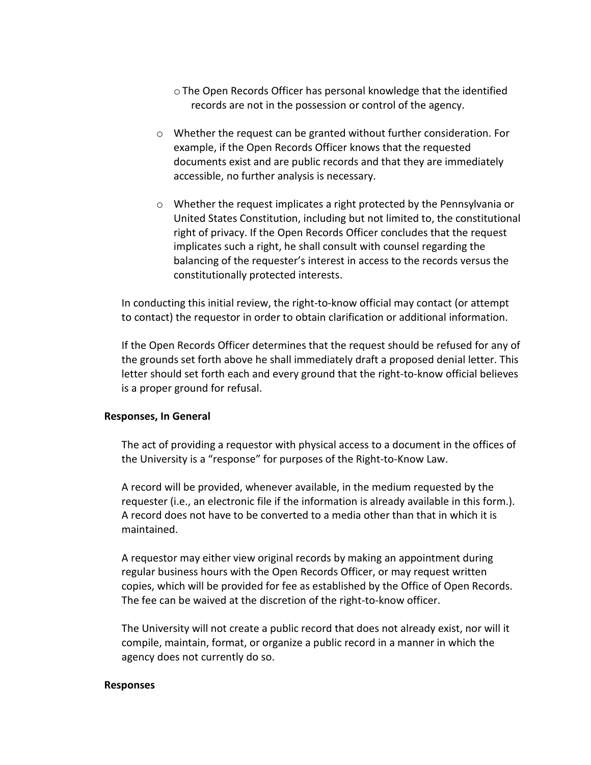- The Open Records Officer has personal knowledge that the identified records are not in the possession or control of the agency.

- Whether the request can be granted without further consideration. For example, if the Open Records Officer knows that the requested documents exist and are public records and that they are immediately accessible, no further analysis is necessary.

- Whether the request implicates a right protected by the Pennsylvania or United States Constitution, including but not limited to, the constitutional right of privacy. If the Open Records Officer concludes that the request implicates such a right, he shall consult with counsel regarding the balancing of the requester's interest in access to the records versus the constitutionally protected interests.

In conducting this initial review, the right-to-know official may contact (or attempt to contact) the requestor in order to obtain clarification or additional information.

If the Open Records Officer determines that the request should be refused for any of the grounds set forth above he shall immediately draft a proposed denial letter. This letter should set forth each and every ground that the right-to-know official believes is a proper ground for refusal.

**Responses, In General**

The act of providing a requestor with physical access to a document in the offices of the University is a "response" for purposes of the Right-to-Know Law.

A record will be provided, whenever available, in the medium requested by the requester (i.e., an electronic file if the information is already available in this form.). A record does not have to be converted to a media other than that in which it is maintained.

A requestor may either view original records by making an appointment during regular business hours with the Open Records Officer, or may request written copies, which will be provided for fee as established by the Office of Open Records. The fee can be waived at the discretion of the right-to-know officer.

The University will not create a public record that does not already exist, nor will it compile, maintain, format, or organize a public record in a manner in which the agency does not currently do so.

**Responses**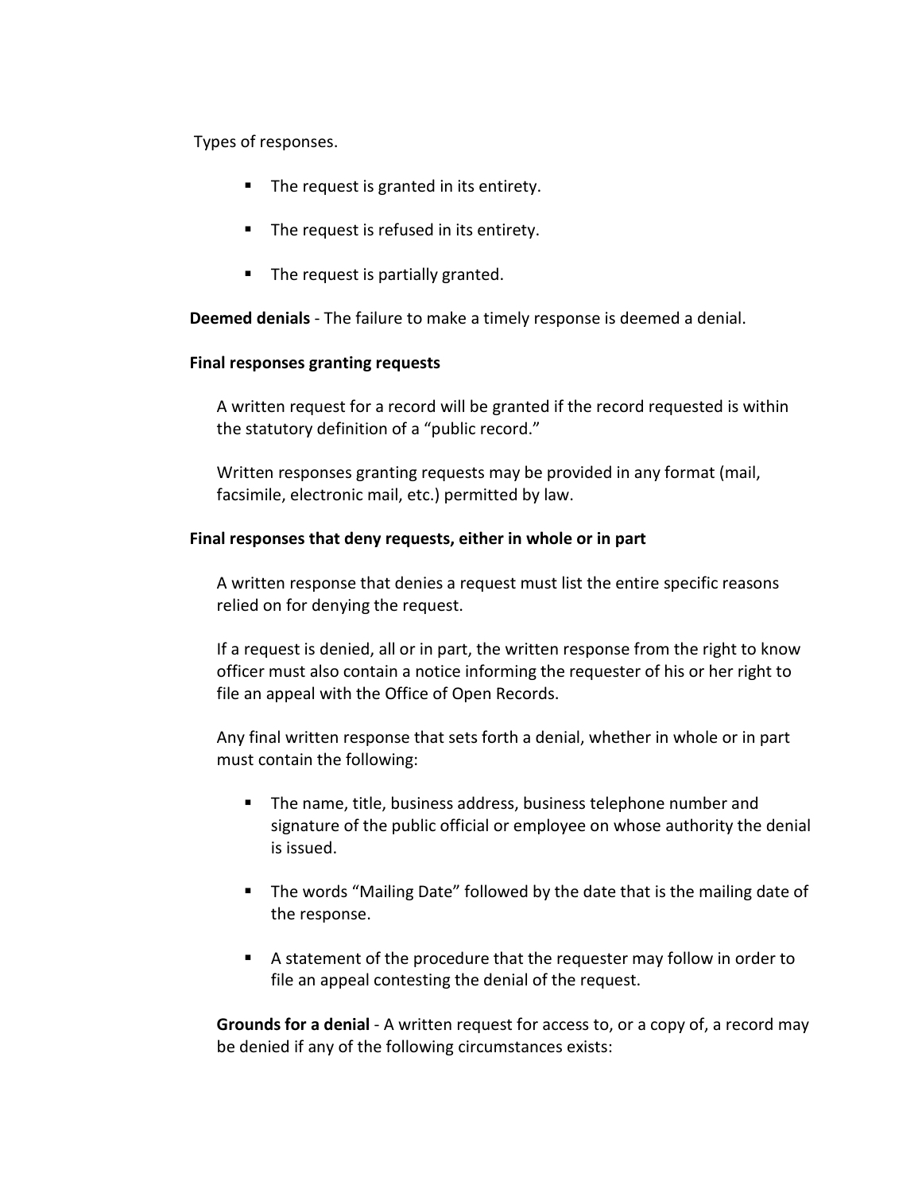Types of responses.

- The request is granted in its entirety.
- The request is refused in its entirety.
- The request is partially granted.

**Deemed denials** - The failure to make a timely response is deemed a denial.

**Final responses granting requests**

A written request for a record will be granted if the record requested is within the statutory definition of a "public record."

Written responses granting requests may be provided in any format (mail, facsimile, electronic mail, etc.) permitted by law.

**Final responses that deny requests, either in whole or in part**

A written response that denies a request must list the entire specific reasons relied on for denying the request.

If a request is denied, all or in part, the written response from the right to know officer must also contain a notice informing the requester of his or her right to file an appeal with the Office of Open Records.

Any final written response that sets forth a denial, whether in whole or in part must contain the following:

- The name, title, business address, business telephone number and signature of the public official or employee on whose authority the denial is issued.
- The words "Mailing Date" followed by the date that is the mailing date of the response.
- A statement of the procedure that the requester may follow in order to file an appeal contesting the denial of the request.

**Grounds for a denial** - A written request for access to, or a copy of, a record may be denied if any of the following circumstances exists: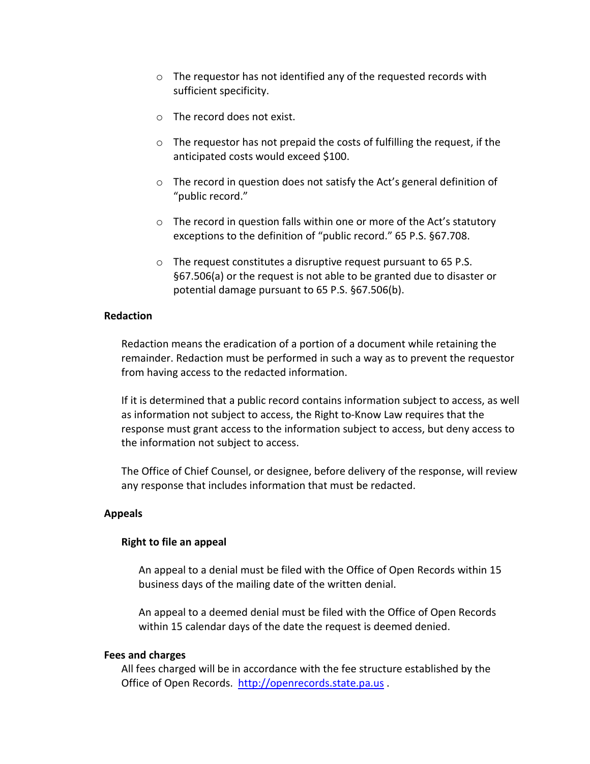- The requestor has not identified any of the requested records with sufficient specificity.
- The record does not exist.
- The requestor has not prepaid the costs of fulfilling the request, if the anticipated costs would exceed $100.
- The record in question does not satisfy the Act's general definition of "public record."
- The record in question falls within one or more of the Act's statutory exceptions to the definition of "public record." 65 P.S. §67.708.
- The request constitutes a disruptive request pursuant to 65 P.S. §67.506(a) or the request is not able to be granted due to disaster or potential damage pursuant to 65 P.S. §67.506(b).

**Redaction**

Redaction means the eradication of a portion of a document while retaining the remainder. Redaction must be performed in such a way as to prevent the requestor from having access to the redacted information.

If it is determined that a public record contains information subject to access, as well as information not subject to access, the Right to-Know Law requires that the response must grant access to the information subject to access, but deny access to the information not subject to access.

The Office of Chief Counsel, or designee, before delivery of the response, will review any response that includes information that must be redacted.

**Appeals**

**Right to file an appeal**

An appeal to a denial must be filed with the Office of Open Records within 15 business days of the mailing date of the written denial.

An appeal to a deemed denial must be filed with the Office of Open Records within 15 calendar days of the date the request is deemed denied.

**Fees and charges**

All fees charged will be in accordance with the fee structure established by the Office of Open Records. [http://openrecords.state.pa.us](http://openrecords.state.pa.us) .